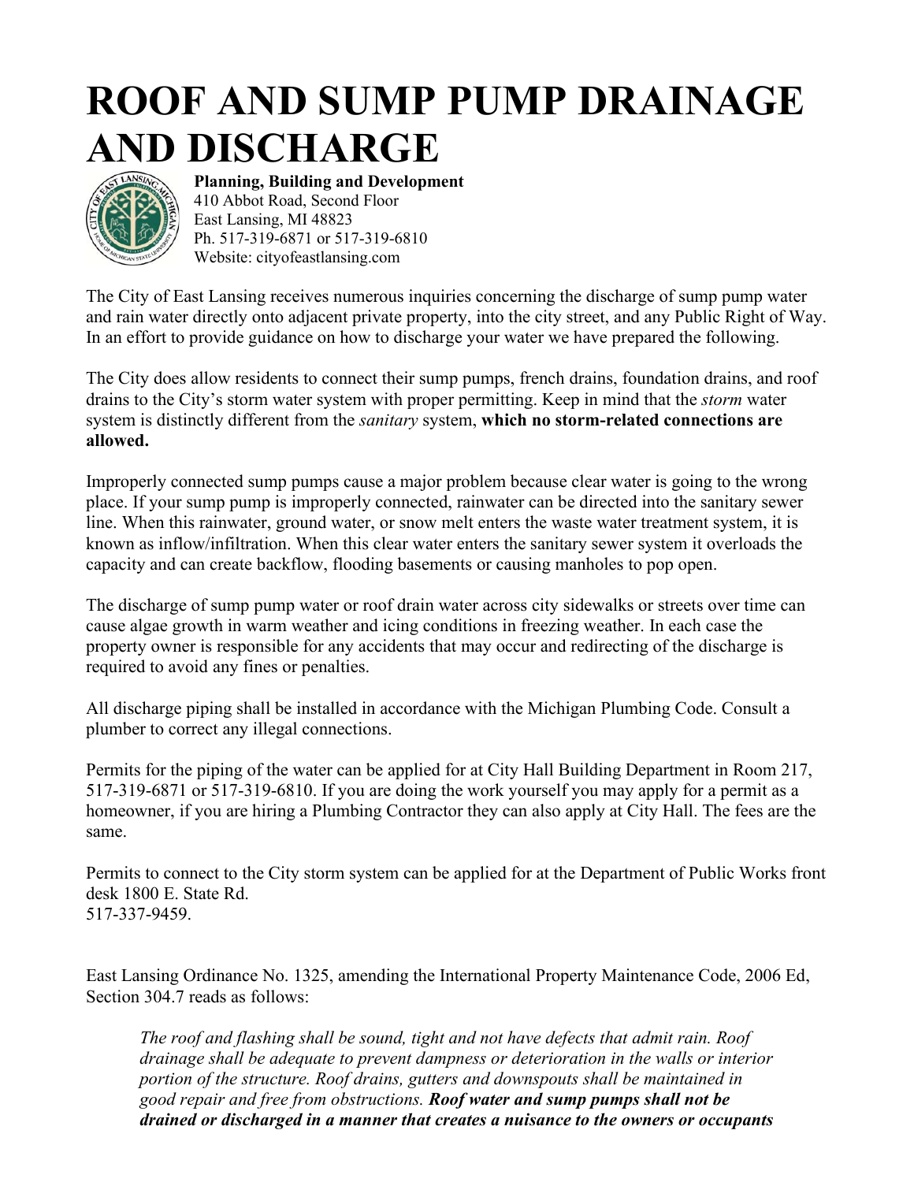# ROOF AND SUMP PUMP DRAINAGE AND DISCHARGE

**Planning, Building and Development**
410 Abbot Road, Second Floor
East Lansing, MI 48823
Ph. 517-319-6871 or 517-319-6810
Website: cityofeastlansing.com

The City of East Lansing receives numerous inquiries concerning the discharge of sump pump water and rain water directly onto adjacent private property, into the city street, and any Public Right of Way. In an effort to provide guidance on how to discharge your water we have prepared the following.

The City does allow residents to connect their sump pumps, french drains, foundation drains, and roof drains to the City's storm water system with proper permitting. Keep in mind that the *storm* water system is distinctly different from the *sanitary* system, **which no storm-related connections are allowed.**

Improperly connected sump pumps cause a major problem because clear water is going to the wrong place. If your sump pump is improperly connected, rainwater can be directed into the sanitary sewer line. When this rainwater, ground water, or snow melt enters the waste water treatment system, it is known as inflow/infiltration. When this clear water enters the sanitary sewer system it overloads the capacity and can create backflow, flooding basements or causing manholes to pop open.

The discharge of sump pump water or roof drain water across city sidewalks or streets over time can cause algae growth in warm weather and icing conditions in freezing weather. In each case the property owner is responsible for any accidents that may occur and redirecting of the discharge is required to avoid any fines or penalties.

All discharge piping shall be installed in accordance with the Michigan Plumbing Code. Consult a plumber to correct any illegal connections.

Permits for the piping of the water can be applied for at City Hall Building Department in Room 217, 517-319-6871 or 517-319-6810. If you are doing the work yourself you may apply for a permit as a homeowner, if you are hiring a Plumbing Contractor they can also apply at City Hall. The fees are the same.

Permits to connect to the City storm system can be applied for at the Department of Public Works front desk 1800 E. State Rd.
517-337-9459.

East Lansing Ordinance No. 1325, amending the International Property Maintenance Code, 2006 Ed, Section 304.7 reads as follows:

> *The roof and flashing shall be sound, tight and not have defects that admit rain. Roof drainage shall be adequate to prevent dampness or deterioration in the walls or interior portion of the structure. Roof drains, gutters and downspouts shall be maintained in good repair and free from obstructions.* ***Roof water and sump pumps shall not be drained or discharged in a manner that creates a nuisance to the owners or occupants***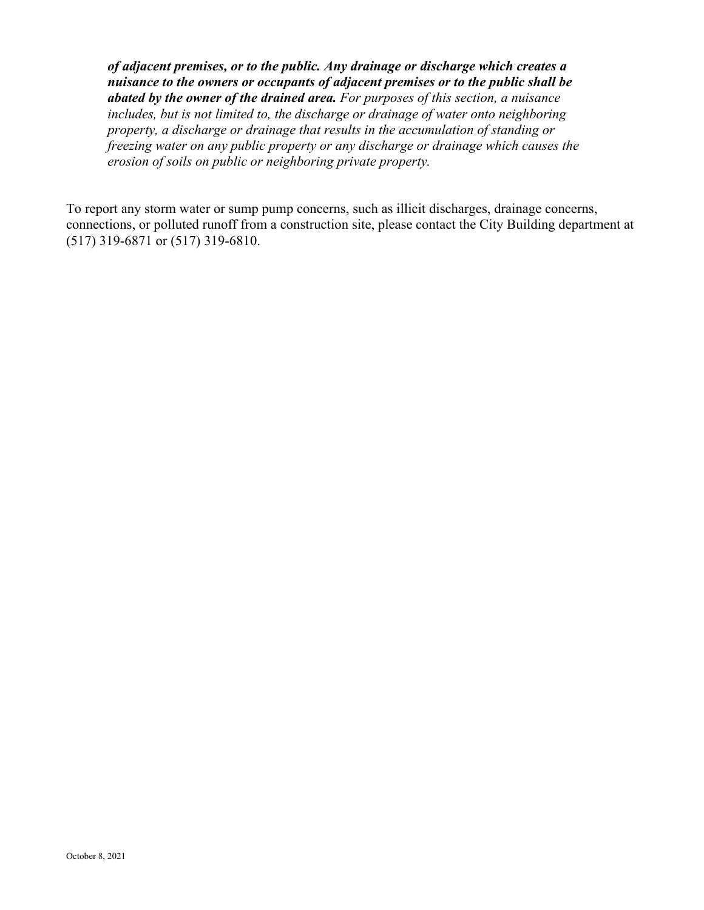> ***of adjacent premises, or to the public. Any drainage or discharge which creates a nuisance to the owners or occupants of adjacent premises or to the public shall be abated by the owner of the drained area.*** *For purposes of this section, a nuisance includes, but is not limited to, the discharge or drainage of water onto neighboring property, a discharge or drainage that results in the accumulation of standing or freezing water on any public property or any discharge or drainage which causes the erosion of soils on public or neighboring private property.*

To report any storm water or sump pump concerns, such as illicit discharges, drainage concerns, connections, or polluted runoff from a construction site, please contact the City Building department at (517) 319-6871 or (517) 319-6810.

October 8, 2021